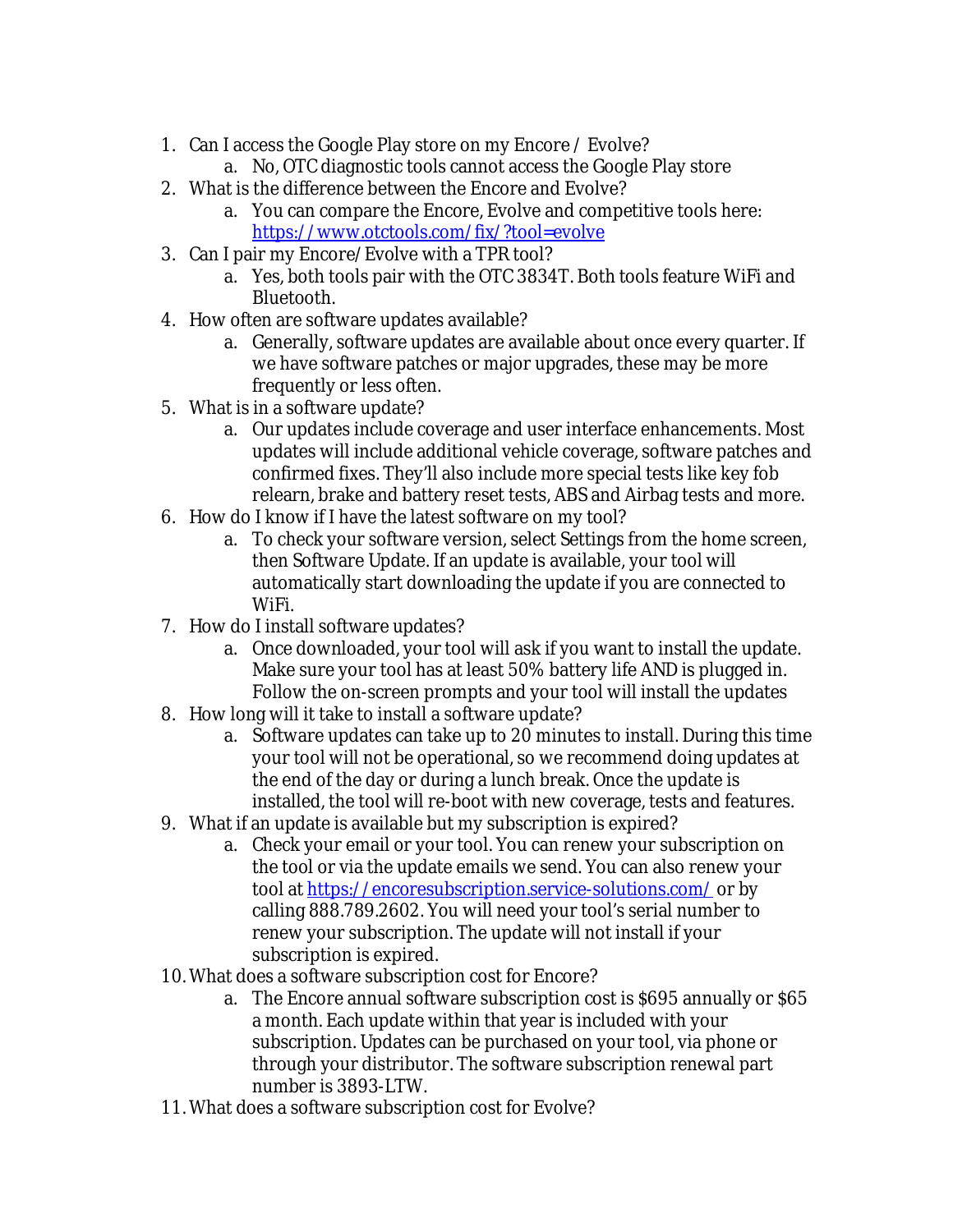1. Can I access the Google Play store on my Encore / Evolve?
   a. No, OTC diagnostic tools cannot access the Google Play store
2. What is the difference between the Encore and Evolve?
   a. You can compare the Encore, Evolve and competitive tools here: [https://www.otctools.com/fix/?tool=evolve](https://www.otctools.com/fix/?tool=evolve)
3. Can I pair my Encore/Evolve with a TPR tool?
   a. Yes, both tools pair with the OTC 3834T. Both tools feature WiFi and Bluetooth.
4. How often are software updates available?
   a. Generally, software updates are available about once every quarter. If we have software patches or major upgrades, these may be more frequently or less often.
5. What is in a software update?
   a. Our updates include coverage and user interface enhancements. Most updates will include additional vehicle coverage, software patches and confirmed fixes. They'll also include more special tests like key fob relearn, brake and battery reset tests, ABS and Airbag tests and more.
6. How do I know if I have the latest software on my tool?
   a. To check your software version, select Settings from the home screen, then Software Update. If an update is available, your tool will automatically start downloading the update if you are connected to WiFi.
7. How do I install software updates?
   a. Once downloaded, your tool will ask if you want to install the update. Make sure your tool has at least 50% battery life AND is plugged in. Follow the on-screen prompts and your tool will install the updates
8. How long will it take to install a software update?
   a. Software updates can take up to 20 minutes to install. During this time your tool will not be operational, so we recommend doing updates at the end of the day or during a lunch break. Once the update is installed, the tool will re-boot with new coverage, tests and features.
9. What if an update is available but my subscription is expired?
   a. Check your email or your tool. You can renew your subscription on the tool or via the update emails we send. You can also renew your tool at [https://encoresubscription.service-solutions.com/](https://encoresubscription.service-solutions.com/) or by calling 888.789.2602. You will need your tool's serial number to renew your subscription. The update will not install if your subscription is expired.
10. What does a software subscription cost for Encore?
    a. The Encore annual software subscription cost is $695 annually or $65 a month. Each update within that year is included with your subscription. Updates can be purchased on your tool, via phone or through your distributor. The software subscription renewal part number is 3893-LTW.
11. What does a software subscription cost for Evolve?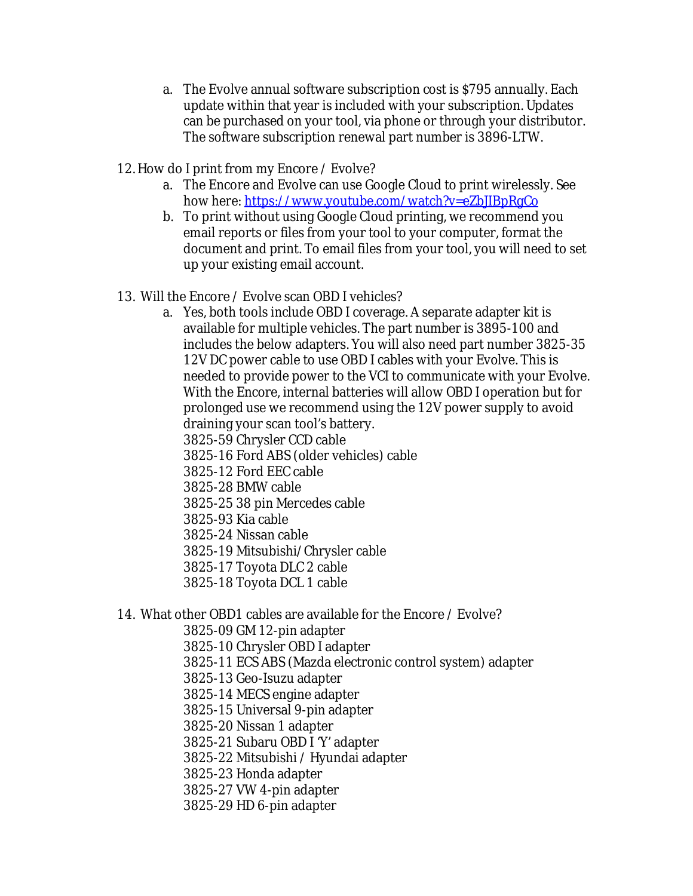a. The Evolve annual software subscription cost is $795 annually. Each update within that year is included with your subscription. Updates can be purchased on your tool, via phone or through your distributor. The software subscription renewal part number is 3896-LTW.

12. How do I print from my Encore / Evolve?
    a. The Encore and Evolve can use Google Cloud to print wirelessly. See how here: [https://www.youtube.com/watch?v=eZbJIBpRgCo](https://www.youtube.com/watch?v=eZbJIBpRgCo)
    b. To print without using Google Cloud printing, we recommend you email reports or files from your tool to your computer, format the document and print. To email files from your tool, you will need to set up your existing email account.

13. Will the Encore / Evolve scan OBD I vehicles?
    a. Yes, both tools include OBD I coverage. A separate adapter kit is available for multiple vehicles. The part number is 3895-100 and includes the below adapters. You will also need part number 3825-35 12V DC power cable to use OBD I cables with your Evolve. This is needed to provide power to the VCI to communicate with your Evolve. With the Encore, internal batteries will allow OBD I operation but for prolonged use we recommend using the 12V power supply to avoid draining your scan tool's battery.
       3825-59 Chrysler CCD cable
       3825-16 Ford ABS (older vehicles) cable
       3825-12 Ford EEC cable
       3825-28 BMW cable
       3825-25 38 pin Mercedes cable
       3825-93 Kia cable
       3825-24 Nissan cable
       3825-19 Mitsubishi/Chrysler cable
       3825-17 Toyota DLC 2 cable
       3825-18 Toyota DCL 1 cable

14. What other OBD1 cables are available for the Encore / Evolve?
       3825-09 GM 12-pin adapter
       3825-10 Chrysler OBD I adapter
       3825-11 ECS ABS (Mazda electronic control system) adapter
       3825-13 Geo-Isuzu adapter
       3825-14 MECS engine adapter
       3825-15 Universal 9-pin adapter
       3825-20 Nissan 1 adapter
       3825-21 Subaru OBD I 'Y' adapter
       3825-22 Mitsubishi / Hyundai adapter
       3825-23 Honda adapter
       3825-27 VW 4-pin adapter
       3825-29 HD 6-pin adapter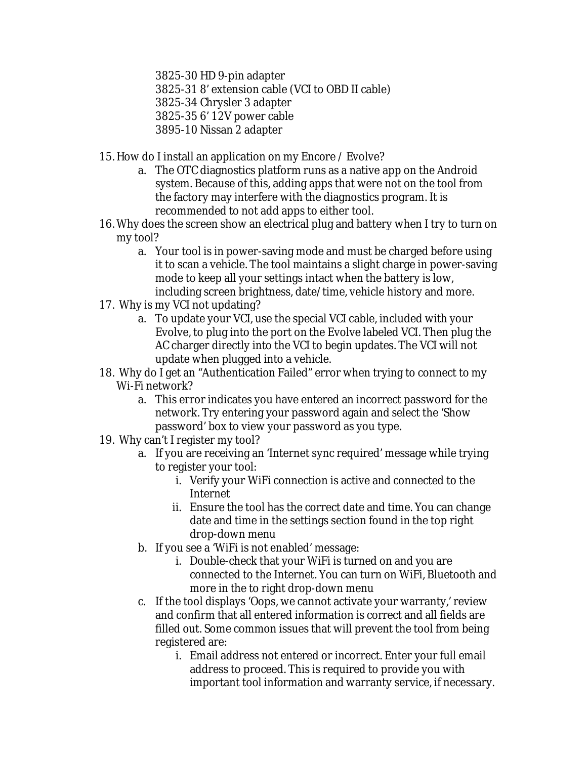3825-30 HD 9-pin adapter
3825-31 8' extension cable (VCI to OBD II cable)
3825-34 Chrysler 3 adapter
3825-35 6' 12V power cable
3895-10 Nissan 2 adapter

15. How do I install an application on my Encore / Evolve?
    a. The OTC diagnostics platform runs as a native app on the Android system. Because of this, adding apps that were not on the tool from the factory may interfere with the diagnostics program. It is recommended to not add apps to either tool.
16. Why does the screen show an electrical plug and battery when I try to turn on my tool?
    a. Your tool is in power-saving mode and must be charged before using it to scan a vehicle. The tool maintains a slight charge in power-saving mode to keep all your settings intact when the battery is low, including screen brightness, date/time, vehicle history and more.
17. Why is my VCI not updating?
    a. To update your VCI, use the special VCI cable, included with your Evolve, to plug into the port on the Evolve labeled VCI. Then plug the AC charger directly into the VCI to begin updates. The VCI will not update when plugged into a vehicle.
18. Why do I get an "Authentication Failed" error when trying to connect to my Wi-Fi network?
    a. This error indicates you have entered an incorrect password for the network. Try entering your password again and select the 'Show password' box to view your password as you type.
19. Why can't I register my tool?
    a. If you are receiving an 'Internet sync required' message while trying to register your tool:
        i. Verify your WiFi connection is active and connected to the Internet
        ii. Ensure the tool has the correct date and time. You can change date and time in the settings section found in the top right drop-down menu
    b. If you see a 'WiFi is not enabled' message:
        i. Double-check that your WiFi is turned on and you are connected to the Internet. You can turn on WiFi, Bluetooth and more in the to right drop-down menu
    c. If the tool displays 'Oops, we cannot activate your warranty,' review and confirm that all entered information is correct and all fields are filled out. Some common issues that will prevent the tool from being registered are:
        i. Email address not entered or incorrect. Enter your full email address to proceed. This is required to provide you with important tool information and warranty service, if necessary.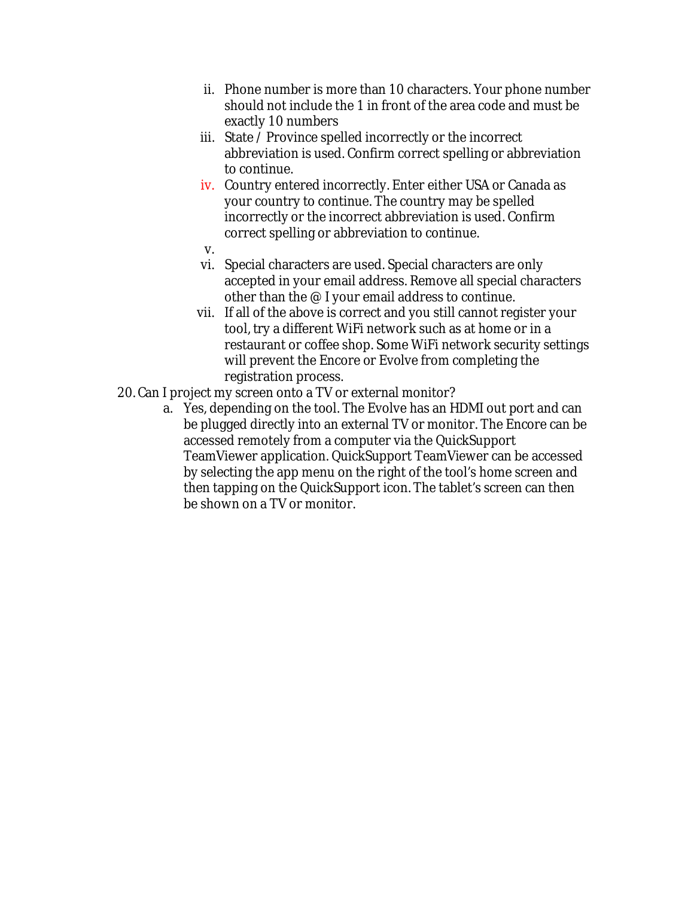ii. Phone number is more than 10 characters. Your phone number should not include the 1 in front of the area code and must be exactly 10 numbers
   iii. State / Province spelled incorrectly or the incorrect abbreviation is used. Confirm correct spelling or abbreviation to continue.
   iv. Country entered incorrectly. Enter either USA or Canada as your country to continue. The country may be spelled incorrectly or the incorrect abbreviation is used. Confirm correct spelling or abbreviation to continue.
   v.
   vi. Special characters are used. Special characters are only accepted in your email address. Remove all special characters other than the @ I your email address to continue.
   vii. If all of the above is correct and you still cannot register your tool, try a different WiFi network such as at home or in a restaurant or coffee shop. Some WiFi network security settings will prevent the Encore or Evolve from completing the registration process.

20. Can I project my screen onto a TV or external monitor?
    a. Yes, depending on the tool. The Evolve has an HDMI out port and can be plugged directly into an external TV or monitor. The Encore can be accessed remotely from a computer via the QuickSupport TeamViewer application. QuickSupport TeamViewer can be accessed by selecting the app menu on the right of the tool's home screen and then tapping on the QuickSupport icon. The tablet's screen can then be shown on a TV or monitor.